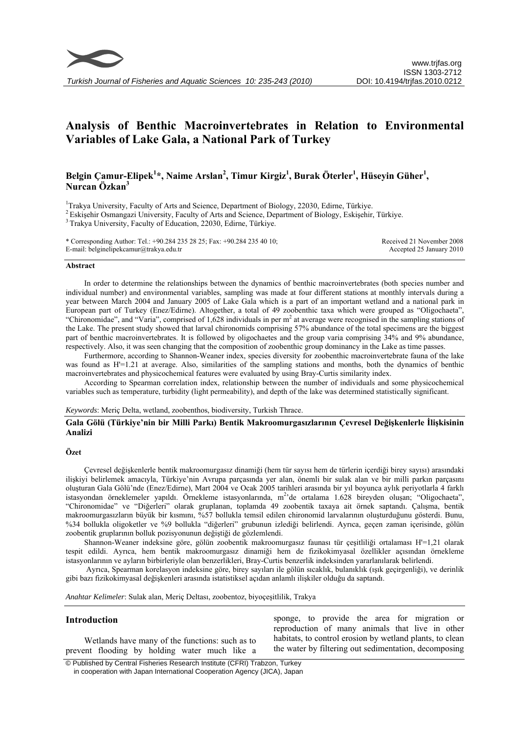# Analysis of Benthic Macroinvertebrates in Relation to Environmental Variables of Lake Gala, a National Park of Turkey

**Belgin Çamur-Elipek[1]\*, Naime Arslan[2], Timur Kirgiz[1], Burak Öterler[1], Hüseyin Güher[1], Nurcan Özkan[3]**

[1] Trakya University, Faculty of Arts and Science, Department of Biology, 22030, Edirne, Türkiye.
[2] Eskişehir Osmangazi University, Faculty of Arts and Science, Department of Biology, Eskişehir, Türkiye.
[3] Trakya University, Faculty of Education, 22030, Edirne, Türkiye.

\* Corresponding Author: Tel.: +90.284 235 28 25; Fax: +90.284 235 40 10;
E-mail: belginelipekcamur@trakya.edu.tr

Received 21 November 2008
Accepted 25 January 2010

## Abstract

In order to determine the relationships between the dynamics of benthic macroinvertebrates (both species number and individual number) and environmental variables, sampling was made at four different stations at monthly intervals during a year between March 2004 and January 2005 of Lake Gala which is a part of an important wetland and a national park in European part of Turkey (Enez/Edirne). Altogether, a total of 49 zoobenthic taxa which were grouped as "Oligochaeta", "Chironomidae", and "Varia", comprised of 1,628 individuals in per m$^2$ at average were recognised in the sampling stations of the Lake. The present study showed that larval chironomids comprising 57% abundance of the total specimens are the biggest part of benthic macroinvertebrates. It is followed by oligochaetes and the group varia comprising 34% and 9% abundance, respectively. Also, it was seen changing that the composition of zoobenthic group dominancy in the Lake as time passes.

Furthermore, according to Shannon-Weaner index, species diversity for zoobenthic macroinvertebrate fauna of the lake was found as H'=1.21 at average. Also, similarities of the sampling stations and months, both the dynamics of benthic macroinvertebrates and physicochemical features were evaluated by using Bray-Curtis similarity index.

According to Spearman correlation index, relationship between the number of individuals and some physicochemical variables such as temperature, turbidity (light permeability), and depth of the lake was determined statistically significant.

*Keywords*: Meriç Delta, wetland, zoobenthos, biodiversity, Turkish Thrace.

## Gala Gölü (Türkiye'nin bir Milli Parkı) Bentik Makroomurgasızlarının Çevresel Değişkenlerle İlişkisinin Analizi

### Özet

Çevresel değişkenlerle bentik makroomurgasız dinamiği (hem tür sayısı hem de türlerin içerdiği birey sayısı) arasındaki ilişkiyi belirlemek amacıyla, Türkiye'nin Avrupa parçasında yer alan, önemli bir sulak alan ve bir milli parkın parçasını oluşturan Gala Gölü'nde (Enez/Edirne), Mart 2004 ve Ocak 2005 tarihleri arasında bir yıl boyunca aylık periyotlarla 4 farklı istasyondan örneklemeler yapıldı. Örnekleme istasyonlarında, m$^2$'de ortalama 1.628 bireyden oluşan; "Oligochaeta", "Chironomidae" ve "Diğerleri" olarak gruplanan, toplamda 49 zoobentik taxaya ait örnek saptandı. Çalışma, bentik makroomurgasızların büyük bir kısmını, %57 bollukla temsil edilen chironomid larvalarının oluşturduğunu gösterdi. Bunu, %34 bollukla oligoketler ve %9 bollukla "diğerleri" grubunun izlediği belirlendi. Ayrıca, geçen zaman içerisinde, gölün zoobentik gruplarının bolluk pozisyonunun değiştiği de gözlemlendi.

Shannon-Weaner indeksine göre, gölün zoobentik makroomurgasız faunası tür çeşitliliği ortalaması H'=1,21 olarak tespit edildi. Ayrıca, hem bentik makroomurgasız dinamiği hem de fizikokimyasal özellikler açısından örnekleme istasyonlarının ve ayların birbirleriyle olan benzerlikleri, Bray-Curtis benzerlik indeksinden yararlanılarak belirlendi.

Ayrıca, Spearman korelasyon indeksine göre, birey sayıları ile gölün sıcaklık, bulanıklık (ışık geçirgenliği), ve derinlik gibi bazı fizikokimyasal değişkenleri arasında istatistiksel açıdan anlamlı ilişkiler olduğu da saptandı.

*Anahtar Kelimeler*: Sulak alan, Meriç Deltası, zoobentoz, biyoçeşitlilik, Trakya

## Introduction

Wetlands have many of the functions: such as to prevent flooding by holding water much like a sponge, to provide the area for migration or reproduction of many animals that live in other habitats, to control erosion by wetland plants, to clean the water by filtering out sedimentation, decomposing

© Published by Central Fisheries Research Institute (CFRI) Trabzon, Turkey in cooperation with Japan International Cooperation Agency (JICA), Japan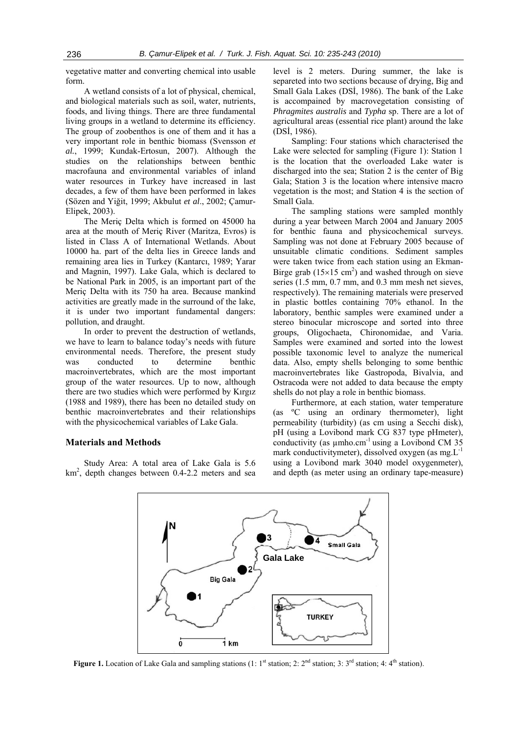vegetative matter and converting chemical into usable form.

A wetland consists of a lot of physical, chemical, and biological materials such as soil, water, nutrients, foods, and living things. There are three fundamental living groups in a wetland to determine its efficiency. The group of zoobenthos is one of them and it has a very important role in benthic biomass (Svensson *et al.*, 1999; Kundak-Ertosun, 2007). Although the studies on the relationships between benthic macrofauna and environmental variables of inland water resources in Turkey have increased in last decades, a few of them have been performed in lakes (Sözen and Yiğit, 1999; Akbulut *et al*., 2002; Çamur-Elipek, 2003).

The Meriç Delta which is formed on 45000 ha area at the mouth of Meriç River (Maritza, Evros) is listed in Class A of International Wetlands. About 10000 ha. part of the delta lies in Greece lands and remaining area lies in Turkey (Kantarcı, 1989; Yarar and Magnin, 1997). Lake Gala, which is declared to be National Park in 2005, is an important part of the Meriç Delta with its 750 ha area. Because mankind activities are greatly made in the surround of the lake, it is under two important fundamental dangers: pollution, and draught.

In order to prevent the destruction of wetlands, we have to learn to balance today's needs with future environmental needs. Therefore, the present study was conducted to determine benthic macroinvertebrates, which are the most important group of the water resources. Up to now, although there are two studies which were performed by Kırgız (1988 and 1989), there has been no detailed study on benthic macroinvertebrates and their relationships with the physicochemical variables of Lake Gala.

## Materials and Methods

Study Area: A total area of Lake Gala is 5.6 $km^2$, depth changes between 0.4-2.2 meters and sea level is 2 meters. During summer, the lake is separeted into two sections because of drying, Big and Small Gala Lakes (DSİ, 1986). The bank of the Lake is accompained by macrovegetation consisting of *Phragmites australis* and *Typha* sp. There are a lot of agricultural areas (essential rice plant) around the lake (DSİ, 1986).

Sampling: Four stations which characterised the Lake were selected for sampling (Figure 1): Station 1 is the location that the overloaded Lake water is discharged into the sea; Station 2 is the center of Big Gala; Station 3 is the location where intensive macro vegetation is the most; and Station 4 is the section of Small Gala.

The sampling stations were sampled monthly during a year between March 2004 and January 2005 for benthic fauna and physicochemical surveys. Sampling was not done at February 2005 because of unsuitable climatic conditions. Sediment samples were taken twice from each station using an Ekman-Birge grab ($15\times15$ $cm^2$) and washed through on sieve series (1.5 mm, 0.7 mm, and 0.3 mm mesh net sieves, respectively). The remaining materials were preserved in plastic bottles containing 70% ethanol. In the laboratory, benthic samples were examined under a stereo binocular microscope and sorted into three groups, Oligochaeta, Chironomidae, and Varia. Samples were examined and sorted into the lowest possible taxonomic level to analyze the numerical data. Also, empty shells belonging to some benthic macroinvertebrates like Gastropoda, Bivalvia, and Ostracoda were not added to data because the empty shells do not play a role in benthic biomass.

Furthermore, at each station, water temperature (as ºC using an ordinary thermometer), light permeability (turbidity) (as cm using a Secchi disk), pH (using a Lovibond mark CG 837 type pHmeter), conductivity (as $\mu mho.cm^{-1}$ using a Lovibond CM 35 mark conductivitymeter), dissolved oxygen (as $mg.L^{-1}$ using a Lovibond mark 3040 model oxygenmeter), and depth (as meter using an ordinary tape-measure)

**Figure 1.** Location of Lake Gala and sampling stations (1: 1st station; 2: 2nd station; 3: 3rd station; 4: 4th station).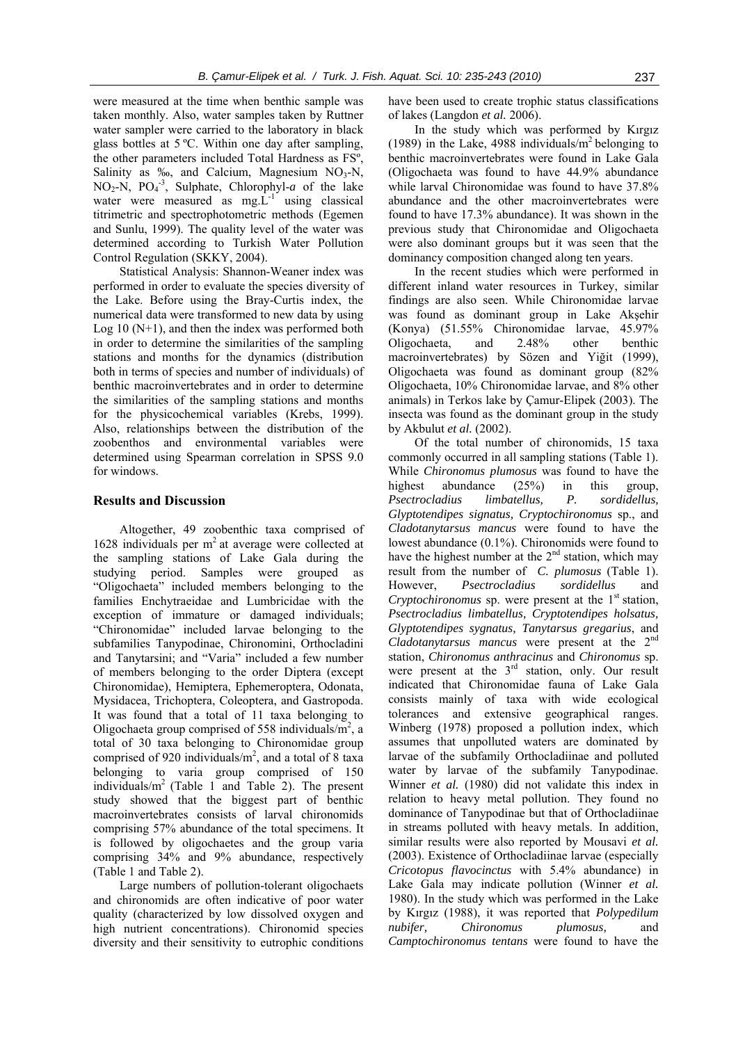were measured at the time when benthic sample was taken monthly. Also, water samples taken by Ruttner water sampler were carried to the laboratory in black glass bottles at 5 ºC. Within one day after sampling, the other parameters included Total Hardness as FSº, Salinity as ‰, and Calcium, Magnesium $NO_3$-N, $NO_2$-N, $PO_4^{-3}$, Sulphate, Chlorophyll-*a* of the lake water were measured as $mg.L^{-1}$ using classical titrimetric and spectrophotometric methods (Egemen and Sunlu, 1999). The quality level of the water was determined according to Turkish Water Pollution Control Regulation (SKKY, 2004).

Statistical Analysis: Shannon-Weaner index was performed in order to evaluate the species diversity of the Lake. Before using the Bray-Curtis index, the numerical data were transformed to new data by using Log 10 (N+1), and then the index was performed both in order to determine the similarities of the sampling stations and months for the dynamics (distribution both in terms of species and number of individuals) of benthic macroinvertebrates and in order to determine the similarities of the sampling stations and months for the physicochemical variables (Krebs, 1999). Also, relationships between the distribution of the zoobenthos and environmental variables were determined using Spearman correlation in SPSS 9.0 for windows.

## Results and Discussion

Altogether, 49 zoobenthic taxa comprised of 1628 individuals per $m^2$ at average were collected at the sampling stations of Lake Gala during the studying period. Samples were grouped as "Oligochaeta" included members belonging to the families Enchytraeidae and Lumbricidae with the exception of immature or damaged individuals; "Chironomidae" included larvae belonging to the subfamilies Tanypodinae, Chironomini, Orthocladini and Tanytarsini; and "Varia" included a few number of members belonging to the order Diptera (except Chironomidae), Hemiptera, Ephemeroptera, Odonata, Mysidacea, Trichoptera, Coleoptera, and Gastropoda. It was found that a total of 11 taxa belonging to Oligochaeta group comprised of 558 individuals/$m^2$, a total of 30 taxa belonging to Chironomidae group comprised of 920 individuals/$m^2$, and a total of 8 taxa belonging to varia group comprised of 150 individuals/$m^2$ (Table 1 and Table 2). The present study showed that the biggest part of benthic macroinvertebrates consists of larval chironomids comprising 57% abundance of the total specimens. It is followed by oligochaetes and the group varia comprising 34% and 9% abundance, respectively (Table 1 and Table 2).

Large numbers of pollution-tolerant oligochaets and chironomids are often indicative of poor water quality (characterized by low dissolved oxygen and high nutrient concentrations). Chironomid species diversity and their sensitivity to eutrophic conditions have been used to create trophic status classifications of lakes (Langdon *et al.* 2006).

In the study which was performed by Kırgız (1989) in the Lake, 4988 individuals/$m^2$ belonging to benthic macroinvertebrates were found in Lake Gala (Oligochaeta was found to have 44.9% abundance while larval Chironomidae was found to have 37.8% abundance and the other macroinvertebrates were found to have 17.3% abundance). It was shown in the previous study that Chironomidae and Oligochaeta were also dominant groups but it was seen that the dominancy composition changed along ten years.

In the recent studies which were performed in different inland water resources in Turkey, similar findings are also seen. While Chironomidae larvae was found as dominant group in Lake Akşehir (Konya) (51.55% Chironomidae larvae, 45.97% Oligochaeta, and 2.48% other benthic macroinvertebrates) by Sözen and Yiğit (1999), Oligochaeta was found as dominant group (82% Oligochaeta, 10% Chironomidae larvae, and 8% other animals) in Terkos lake by Çamur-Elipek (2003). The insecta was found as the dominant group in the study by Akbulut *et al.* (2002).

Of the total number of chironomids, 15 taxa commonly occurred in all sampling stations (Table 1). While *Chironomus plumosus* was found to have the highest abundance (25%) in this group, *Psectrocladius limbatellus, P. sordidellus, Glyptotendipes signatus, Cryptochironomus* sp., and *Cladotanytarsus mancus* were found to have the lowest abundance (0.1%). Chironomids were found to have the highest number at the 2[nd] station, which may result from the number of *C. plumosus* (Table 1). However, *Psectrocladius sordidellus* and *Cryptochironomus* sp. were present at the 1[st] station, *Psectrocladius limbatellus, Cryptotendipes holsatus, Glyptotendipes sygnatus, Tanytarsus gregarius*, and *Cladotanytarsus mancus* were present at the 2[nd] station, *Chironomus anthracinus* and *Chironomus* sp. were present at the 3[rd] station, only. Our result indicated that Chironomidae fauna of Lake Gala consists mainly of taxa with wide ecological tolerances and extensive geographical ranges. Winberg (1978) proposed a pollution index, which assumes that unpolluted waters are dominated by larvae of the subfamily Orthocladiinae and polluted water by larvae of the subfamily Tanypodinae. Winner *et al.* (1980) did not validate this index in relation to heavy metal pollution. They found no dominance of Tanypodinae but that of Orthocladiinae in streams polluted with heavy metals. In addition, similar results were also reported by Mousavi *et al.* (2003). Existence of Orthocladiinae larvae (especially *Cricotopus flavocinctus* with 5.4% abundance) in Lake Gala may indicate pollution (Winner *et al.* 1980). In the study which was performed in the Lake by Kırgız (1988), it was reported that *Polypedilum nubifer, Chironomus plumosus,* and *Camptochironomus tentans* were found to have the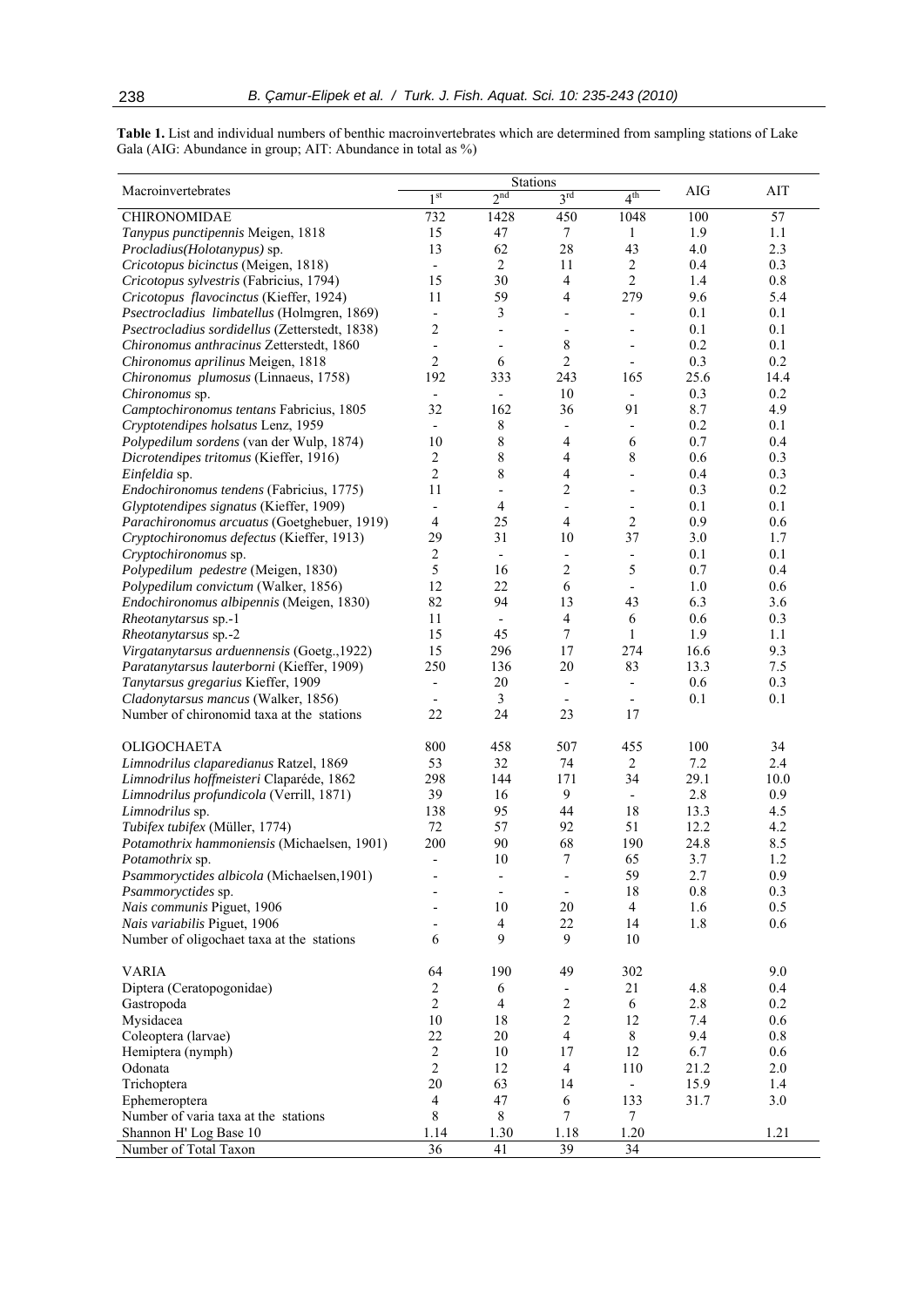**Table 1.** List and individual numbers of benthic macroinvertebrates which are determined from sampling stations of Lake Gala (AIG: Abundance in group; AIT: Abundance in total as %)

| Macroinvertebrates | Stations | | | | AIG | AIT |
|---|---|---|---|---|---|---|
| | 1[st] | 2[nd] | 3[rd] | 4[th] | | |
| CHIRONOMIDAE | 732 | 1428 | 450 | 1048 | 100 | 57 |
| *Tanypus punctipennis* Meigen, 1818 | 15 | 47 | 7 | 1 | 1.9 | 1.1 |
| *Procladius(Holotanypus)* sp. | 13 | 62 | 28 | 43 | 4.0 | 2.3 |
| *Cricotopus bicinctus* (Meigen, 1818) | - | 2 | 11 | 2 | 0.4 | 0.3 |
| *Cricotopus sylvestris* (Fabricius, 1794) | 15 | 30 | 4 | 2 | 1.4 | 0.8 |
| *Cricotopus flavocinctus* (Kieffer, 1924) | 11 | 59 | 4 | 279 | 9.6 | 5.4 |
| *Psectrocladius limbatellus* (Holmgren, 1869) | - | 3 | - | - | 0.1 | 0.1 |
| *Psectrocladius sordidellus* (Zetterstedt, 1838) | 2 | - | - | - | 0.1 | 0.1 |
| *Chironomus anthracinus* Zetterstedt, 1860 | - | - | 8 | - | 0.2 | 0.1 |
| *Chironomus aprilinus* Meigen, 1818 | 2 | 6 | 2 | - | 0.3 | 0.2 |
| *Chironomus plumosus* (Linnaeus, 1758) | 192 | 333 | 243 | 165 | 25.6 | 14.4 |
| *Chironomus* sp. | - | - | 10 | - | 0.3 | 0.2 |
| *Camptochironomus tentans* Fabricius, 1805 | 32 | 162 | 36 | 91 | 8.7 | 4.9 |
| *Cryptotendipes holsatus* Lenz, 1959 | - | 8 | - | - | 0.2 | 0.1 |
| *Polypedilum sordens* (van der Wulp, 1874) | 10 | 8 | 4 | 6 | 0.7 | 0.4 |
| *Dicrotendipes tritomus* (Kieffer, 1916) | 2 | 8 | 4 | 8 | 0.6 | 0.3 |
| *Einfeldia* sp. | 2 | 8 | 4 | - | 0.4 | 0.3 |
| *Endochironomus tendens* (Fabricius, 1775) | 11 | - | 2 | - | 0.3 | 0.2 |
| *Glyptotendipes signatus* (Kieffer, 1909) | - | 4 | - | - | 0.1 | 0.1 |
| *Parachironomus arcuatus* (Goetghebuer, 1919) | 4 | 25 | 4 | 2 | 0.9 | 0.6 |
| *Cryptochironomus defectus* (Kieffer, 1913) | 29 | 31 | 10 | 37 | 3.0 | 1.7 |
| *Cryptochironomus* sp. | 2 | - | - | - | 0.1 | 0.1 |
| *Polypedilum pedestre* (Meigen, 1830) | 5 | 16 | 2 | 5 | 0.7 | 0.4 |
| *Polypedilum convictum* (Walker, 1856) | 12 | 22 | 6 | - | 1.0 | 0.6 |
| *Endochironomus albipennis* (Meigen, 1830) | 82 | 94 | 13 | 43 | 6.3 | 3.6 |
| *Rheotanytarsus* sp.-1 | 11 | - | 4 | 6 | 0.6 | 0.3 |
| *Rheotanytarsus* sp.-2 | 15 | 45 | 7 | 1 | 1.9 | 1.1 |
| *Virgatanytarsus arduennensis* (Goetg.,1922) | 15 | 296 | 17 | 274 | 16.6 | 9.3 |
| *Paratanytarsus lauterborni* (Kieffer, 1909) | 250 | 136 | 20 | 83 | 13.3 | 7.5 |
| *Tanytarsus gregarius* Kieffer, 1909 | - | 20 | - | - | 0.6 | 0.3 |
| *Cladonytarsus mancus* (Walker, 1856) | - | 3 | - | - | 0.1 | 0.1 |
| Number of chironomid taxa at the stations | 22 | 24 | 23 | 17 | | |
| OLIGOCHAETA | 800 | 458 | 507 | 455 | 100 | 34 |
| *Limnodrilus claparedianus* Ratzel, 1869 | 53 | 32 | 74 | 2 | 7.2 | 2.4 |
| *Limnodrilus hoffmeisteri* Claparéde, 1862 | 298 | 144 | 171 | 34 | 29.1 | 10.0 |
| *Limnodrilus profundicola* (Verrill, 1871) | 39 | 16 | 9 | - | 2.8 | 0.9 |
| *Limnodrilus* sp. | 138 | 95 | 44 | 18 | 13.3 | 4.5 |
| *Tubifex tubifex* (Müller, 1774) | 72 | 57 | 92 | 51 | 12.2 | 4.2 |
| *Potamothrix hammoniensis* (Michaelsen, 1901) | 200 | 90 | 68 | 190 | 24.8 | 8.5 |
| *Potamothrix* sp. | - | 10 | 7 | 65 | 3.7 | 1.2 |
| *Psammoryctides albicola* (Michaelsen,1901) | - | - | - | 59 | 2.7 | 0.9 |
| *Psammoryctides* sp. | - | - | - | 18 | 0.8 | 0.3 |
| *Nais communis* Piguet, 1906 | - | 10 | 20 | 4 | 1.6 | 0.5 |
| *Nais variabilis* Piguet, 1906 | - | 4 | 22 | 14 | 1.8 | 0.6 |
| Number of oligochaet taxa at the stations | 6 | 9 | 9 | 10 | | |
| VARIA | 64 | 190 | 49 | 302 | | 9.0 |
| Diptera (Ceratopogonidae) | 2 | 6 | - | 21 | 4.8 | 0.4 |
| Gastropoda | 2 | 4 | 2 | 6 | 2.8 | 0.2 |
| Mysidacea | 10 | 18 | 2 | 12 | 7.4 | 0.6 |
| Coleoptera (larvae) | 22 | 20 | 4 | 8 | 9.4 | 0.8 |
| Hemiptera (nymph) | 2 | 10 | 17 | 12 | 6.7 | 0.6 |
| Odonata | 2 | 12 | 4 | 110 | 21.2 | 2.0 |
| Trichoptera | 20 | 63 | 14 | - | 15.9 | 1.4 |
| Ephemeroptera | 4 | 47 | 6 | 133 | 31.7 | 3.0 |
| Number of varia taxa at the stations | 8 | 8 | 7 | 7 | | |
| Shannon H' Log Base 10 | 1.14 | 1.30 | 1.18 | 1.20 | | 1.21 |
| Number of Total Taxon | 36 | 41 | 39 | 34 | | |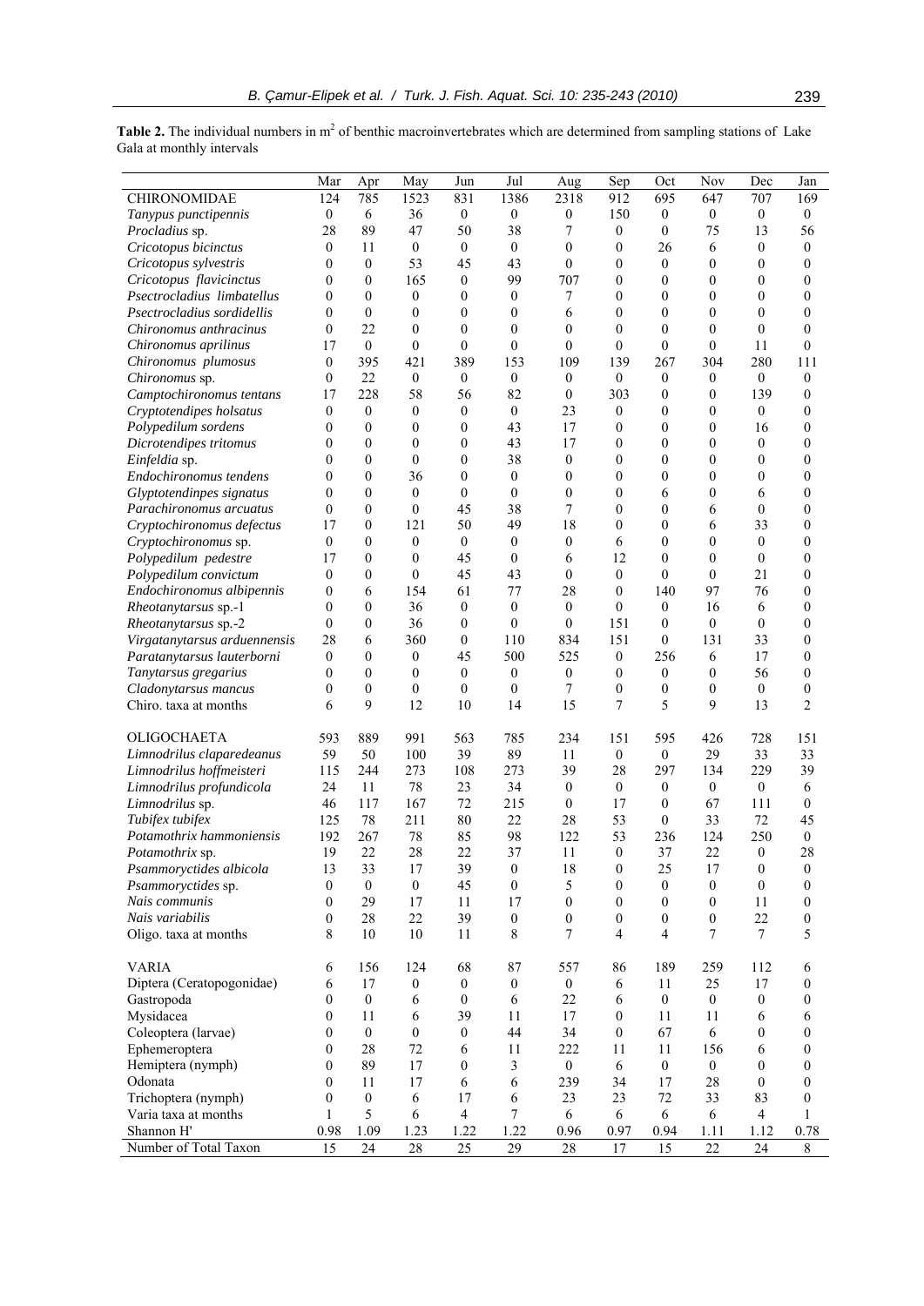**Table 2.** The individual numbers in $m^2$ of benthic macroinvertebrates which are determined from sampling stations of Lake Gala at monthly intervals

| | Mar | Apr | May | Jun | Jul | Aug | Sep | Oct | Nov | Dec | Jan |
|---|---|---|---|---|---|---|---|---|---|---|---|
| CHIRONOMIDAE | 124 | 785 | 1523 | 831 | 1386 | 2318 | 912 | 695 | 647 | 707 | 169 |
| *Tanypus punctipennis* | 0 | 6 | 36 | 0 | 0 | 0 | 150 | 0 | 0 | 0 | 0 |
| *Procladius* sp. | 28 | 89 | 47 | 50 | 38 | 7 | 0 | 0 | 75 | 13 | 56 |
| *Cricotopus bicinctus* | 0 | 11 | 0 | 0 | 0 | 0 | 0 | 26 | 6 | 0 | 0 |
| *Cricotopus sylvestris* | 0 | 0 | 53 | 45 | 43 | 0 | 0 | 0 | 0 | 0 | 0 |
| *Cricotopus flavicinctus* | 0 | 0 | 165 | 0 | 99 | 707 | 0 | 0 | 0 | 0 | 0 |
| *Psectrocladius limbatellus* | 0 | 0 | 0 | 0 | 0 | 7 | 0 | 0 | 0 | 0 | 0 |
| *Psectrocladius sordidellis* | 0 | 0 | 0 | 0 | 0 | 6 | 0 | 0 | 0 | 0 | 0 |
| *Chironomus anthracinus* | 0 | 22 | 0 | 0 | 0 | 0 | 0 | 0 | 0 | 0 | 0 |
| *Chironomus aprilinus* | 17 | 0 | 0 | 0 | 0 | 0 | 0 | 0 | 0 | 11 | 0 |
| *Chironomus plumosus* | 0 | 395 | 421 | 389 | 153 | 109 | 139 | 267 | 304 | 280 | 111 |
| *Chironomus* sp. | 0 | 22 | 0 | 0 | 0 | 0 | 0 | 0 | 0 | 0 | 0 |
| *Camptochironomus tentans* | 17 | 228 | 58 | 56 | 82 | 0 | 303 | 0 | 0 | 139 | 0 |
| *Cryptotendipes holsatus* | 0 | 0 | 0 | 0 | 0 | 23 | 0 | 0 | 0 | 0 | 0 |
| *Polypedilum sordens* | 0 | 0 | 0 | 0 | 43 | 17 | 0 | 0 | 0 | 16 | 0 |
| *Dicrotendipes tritomus* | 0 | 0 | 0 | 0 | 43 | 17 | 0 | 0 | 0 | 0 | 0 |
| *Einfeldia* sp. | 0 | 0 | 0 | 0 | 38 | 0 | 0 | 0 | 0 | 0 | 0 |
| *Endochironomus tendens* | 0 | 0 | 36 | 0 | 0 | 0 | 0 | 0 | 0 | 0 | 0 |
| *Glyptotendinpes signatus* | 0 | 0 | 0 | 0 | 0 | 0 | 0 | 6 | 0 | 6 | 0 |
| *Parachironomus arcuatus* | 0 | 0 | 0 | 45 | 38 | 7 | 0 | 0 | 6 | 0 | 0 |
| *Cryptochironomus defectus* | 17 | 0 | 121 | 50 | 49 | 18 | 0 | 0 | 6 | 33 | 0 |
| *Cryptochironomus* sp. | 0 | 0 | 0 | 0 | 0 | 0 | 6 | 0 | 0 | 0 | 0 |
| *Polypedilum pedestre* | 17 | 0 | 0 | 45 | 0 | 6 | 12 | 0 | 0 | 0 | 0 |
| *Polypedilum convictum* | 0 | 0 | 0 | 45 | 43 | 0 | 0 | 0 | 0 | 21 | 0 |
| *Endochironomus albipennis* | 0 | 6 | 154 | 61 | 77 | 28 | 0 | 140 | 97 | 76 | 0 |
| *Rheotanytarsus* sp.-1 | 0 | 0 | 36 | 0 | 0 | 0 | 0 | 0 | 16 | 6 | 0 |
| *Rheotanytarsus* sp.-2 | 0 | 0 | 36 | 0 | 0 | 0 | 151 | 0 | 0 | 0 | 0 |
| *Virgatanytarsus arduennensis* | 28 | 6 | 360 | 0 | 110 | 834 | 151 | 0 | 131 | 33 | 0 |
| *Paratanytarsus lauterborni* | 0 | 0 | 0 | 45 | 500 | 525 | 0 | 256 | 6 | 17 | 0 |
| *Tanytarsus gregarius* | 0 | 0 | 0 | 0 | 0 | 0 | 0 | 0 | 0 | 56 | 0 |
| *Cladonytarsus mancus* | 0 | 0 | 0 | 0 | 0 | 7 | 0 | 0 | 0 | 0 | 0 |
| Chiro. taxa at months | 6 | 9 | 12 | 10 | 14 | 15 | 7 | 5 | 9 | 13 | 2 |
| OLIGOCHAETA | 593 | 889 | 991 | 563 | 785 | 234 | 151 | 595 | 426 | 728 | 151 |
| *Limnodrilus claparedeanus* | 59 | 50 | 100 | 39 | 89 | 11 | 0 | 0 | 29 | 33 | 33 |
| *Limnodrilus hoffmeisteri* | 115 | 244 | 273 | 108 | 273 | 39 | 28 | 297 | 134 | 229 | 39 |
| *Limnodrilus profundicola* | 24 | 11 | 78 | 23 | 34 | 0 | 0 | 0 | 0 | 0 | 6 |
| *Limnodrilus* sp. | 46 | 117 | 167 | 72 | 215 | 0 | 17 | 0 | 67 | 111 | 0 |
| *Tubifex tubifex* | 125 | 78 | 211 | 80 | 22 | 28 | 53 | 0 | 33 | 72 | 45 |
| *Potamothrix hammoniensis* | 192 | 267 | 78 | 85 | 98 | 122 | 53 | 236 | 124 | 250 | 0 |
| *Potamothrix* sp. | 19 | 22 | 28 | 22 | 37 | 11 | 0 | 37 | 22 | 0 | 28 |
| *Psammoryctides albicola* | 13 | 33 | 17 | 39 | 0 | 18 | 0 | 25 | 17 | 0 | 0 |
| *Psammoryctides* sp. | 0 | 0 | 0 | 45 | 0 | 5 | 0 | 0 | 0 | 0 | 0 |
| *Nais communis* | 0 | 29 | 17 | 11 | 17 | 0 | 0 | 0 | 0 | 11 | 0 |
| *Nais variabilis* | 0 | 28 | 22 | 39 | 0 | 0 | 0 | 0 | 0 | 22 | 0 |
| Oligo. taxa at months | 8 | 10 | 10 | 11 | 8 | 7 | 4 | 4 | 7 | 7 | 5 |
| VARIA | 6 | 156 | 124 | 68 | 87 | 557 | 86 | 189 | 259 | 112 | 6 |
| Diptera (Ceratopogonidae) | 6 | 17 | 0 | 0 | 0 | 0 | 6 | 11 | 25 | 17 | 0 |
| Gastropoda | 0 | 0 | 6 | 0 | 6 | 22 | 6 | 0 | 0 | 0 | 0 |
| Mysidacea | 0 | 11 | 6 | 39 | 11 | 17 | 0 | 11 | 11 | 6 | 6 |
| Coleoptera (larvae) | 0 | 0 | 0 | 0 | 44 | 34 | 0 | 67 | 6 | 0 | 0 |
| Ephemeroptera | 0 | 28 | 72 | 6 | 11 | 222 | 11 | 11 | 156 | 6 | 0 |
| Hemiptera (nymph) | 0 | 89 | 17 | 0 | 3 | 0 | 6 | 0 | 0 | 0 | 0 |
| Odonata | 0 | 11 | 17 | 6 | 6 | 239 | 34 | 17 | 28 | 0 | 0 |
| Trichoptera (nymph) | 0 | 0 | 6 | 17 | 6 | 23 | 23 | 72 | 33 | 83 | 0 |
| Varia taxa at months | 1 | 5 | 6 | 4 | 7 | 6 | 6 | 6 | 6 | 4 | 1 |
| Shannon H' | 0.98 | 1.09 | 1.23 | 1.22 | 1.22 | 0.96 | 0.97 | 0.94 | 1.11 | 1.12 | 0.78 |
| Number of Total Taxon | 15 | 24 | 28 | 25 | 29 | 28 | 17 | 15 | 22 | 24 | 8 |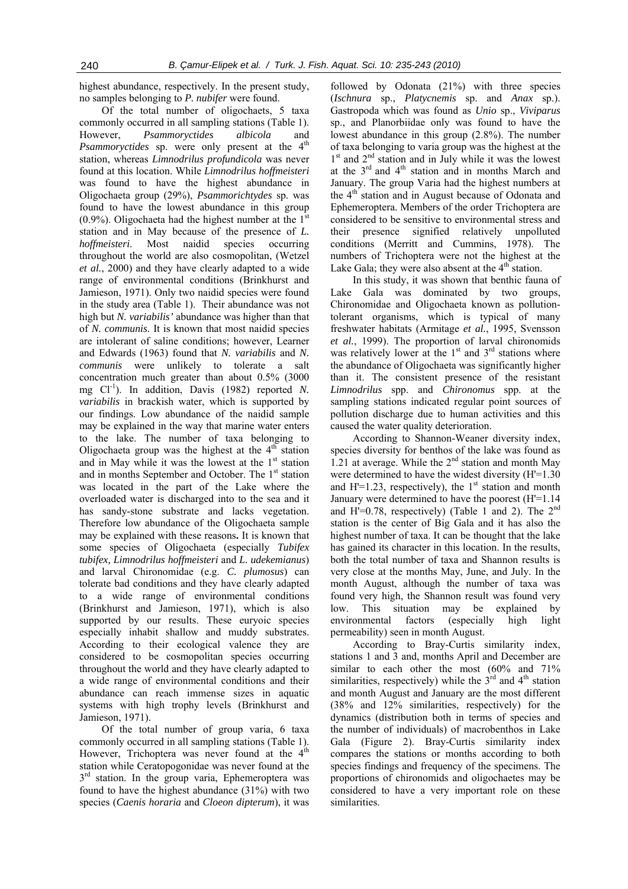highest abundance, respectively. In the present study, no samples belonging to *P. nubifer* were found.

Of the total number of oligochaets, 5 taxa commonly occurred in all sampling stations (Table 1). However, *Psammoryctides albicola* and *Psammoryctides* sp. were only present at the 4th station, whereas *Limnodrilus profundicola* was never found at this location. While *Limnodrilus hoffmeisteri* was found to have the highest abundance in Oligochaeta group (29%), *Psammorichtydes* sp. was found to have the lowest abundance in this group (0.9%). Oligochaeta had the highest number at the 1st station and in May because of the presence of *L. hoffmeisteri*. Most naidid species occurring throughout the world are also cosmopolitan, (Wetzel *et al.*, 2000) and they have clearly adapted to a wide range of environmental conditions (Brinkhurst and Jamieson, 1971). Only two naidid species were found in the study area (Table 1). Their abundance was not high but *N. variabilis'* abundance was higher than that of *N. communis.* It is known that most naidid species are intolerant of saline conditions; however, Learner and Edwards (1963) found that *N. variabilis* and *N. communis* were unlikely to tolerate a salt concentration much greater than about 0.5% (3000 mg $Cl^{-1}$). In addition, Davis (1982) reported *N. variabilis* in brackish water, which is supported by our findings. Low abundance of the naidid sample may be explained in the way that marine water enters to the lake. The number of taxa belonging to Oligochaeta group was the highest at the 4th station and in May while it was the lowest at the 1st station and in months September and October. The 1st station was located in the part of the Lake where the overloaded water is discharged into to the sea and it has sandy-stone substrate and lacks vegetation. Therefore low abundance of the Oligochaeta sample may be explained with these reasons**.** It is known that some species of Oligochaeta (especially *Tubifex tubifex, Limnodrilus hoffmeisteri* and *L. udekemianus*) and larval Chironomidae (e.g. *C. plumosus*) can tolerate bad conditions and they have clearly adapted to a wide range of environmental conditions (Brinkhurst and Jamieson, 1971), which is also supported by our results. These euryoic species especially inhabit shallow and muddy substrates. According to their ecological valence they are considered to be cosmopolitan species occurring throughout the world and they have clearly adapted to a wide range of environmental conditions and their abundance can reach immense sizes in aquatic systems with high trophy levels (Brinkhurst and Jamieson, 1971).

Of the total number of group varia, 6 taxa commonly occurred in all sampling stations (Table 1). However, Trichoptera was never found at the 4th station while Ceratopogonidae was never found at the 3rd station. In the group varia, Ephemeroptera was found to have the highest abundance (31%) with two species (*Caenis horaria* and *Cloeon dipterum*), it was followed by Odonata (21%) with three species (*Ischnura* sp., *Platycnemis* sp. and *Anax* sp.). Gastropoda which was found as *Unio* sp., *Viviparus* sp., and Planorbiidae only was found to have the lowest abundance in this group (2.8%). The number of taxa belonging to varia group was the highest at the 1st and 2nd station and in July while it was the lowest at the 3rd and 4th station and in months March and January. The group Varia had the highest numbers at the 4th station and in August because of Odonata and Ephemeroptera. Members of the order Trichoptera are considered to be sensitive to environmental stress and their presence signified relatively unpolluted conditions (Merritt and Cummins, 1978). The numbers of Trichoptera were not the highest at the Lake Gala; they were also absent at the 4th station.

In this study, it was shown that benthic fauna of Lake Gala was dominated by two groups, Chironomidae and Oligochaeta known as pollution-tolerant organisms, which is typical of many freshwater habitats (Armitage *et al.*, 1995, Svensson *et al.*, 1999). The proportion of larval chironomids was relatively lower at the 1st and 3rd stations where the abundance of Oligochaeta was significantly higher than it. The consistent presence of the resistant *Limnodrilus* spp. and *Chironomus* spp. at the sampling stations indicated regular point sources of pollution discharge due to human activities and this caused the water quality deterioration.

According to Shannon-Weaner diversity index, species diversity for benthos of the lake was found as 1.21 at average. While the 2nd station and month May were determined to have the widest diversity (H'=1.30 and H'=1.23, respectively), the 1st station and month January were determined to have the poorest (H'=1.14 and H'=0.78, respectively) (Table 1 and 2). The 2nd station is the center of Big Gala and it has also the highest number of taxa. It can be thought that the lake has gained its character in this location. In the results, both the total number of taxa and Shannon results is very close at the months May, June, and July. In the month August, although the number of taxa was found very high, the Shannon result was found very low. This situation may be explained by environmental factors (especially high light permeability) seen in month August.

According to Bray-Curtis similarity index, stations 1 and 3 and, months April and December are similar to each other the most (60% and 71% similarities, respectively) while the 3rd and 4th station and month August and January are the most different (38% and 12% similarities, respectively) for the dynamics (distribution both in terms of species and the number of individuals) of macrobenthos in Lake Gala (Figure 2). Bray-Curtis similarity index compares the stations or months according to both species findings and frequency of the specimens. The proportions of chironomids and oligochaetes may be considered to have a very important role on these similarities.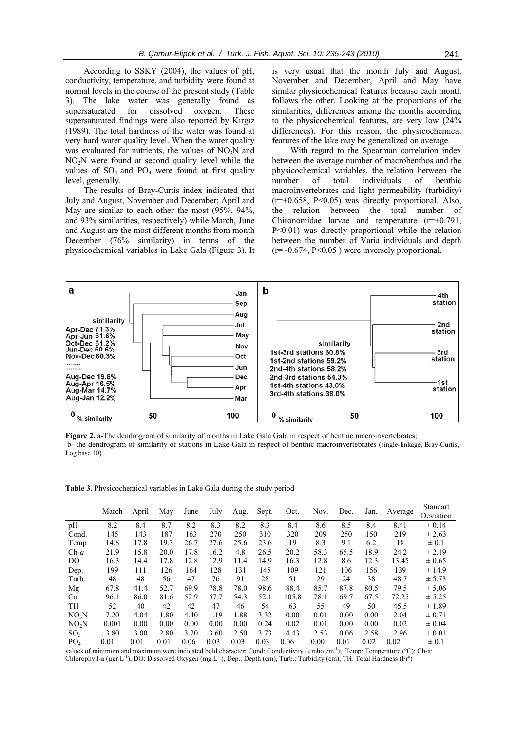According to SSKY (2004), the values of pH, conductivity, temperature, and turbidity were found at normal levels in the course of the present study (Table 3). The lake water was generally found as supersaturated for dissolved oxygen. These supersaturated findings were also reported by Kırgız (1989). The total hardness of the water was found at very hard water quality level. When the water quality was evaluated for nutrients, the values of $NO_3N$ and $NO_2N$ were found at second quality level while the values of $SO_4$ and $PO_4$ were found at first quality level, generally.

The results of Bray-Curtis index indicated that July and August, November and December; April and May are similar to each other the most (95%, 94%, and 93% similarities, respectively) while March, June and August are the most different months from month December (76% similarity) in terms of the physicochemical variables in Lake Gala (Figure 3). It is very usual that the month July and August, November and December, April and May have similar physicochemical features because each month follows the other. Looking at the proportions of the similarities, differences among the months according to the physicochemical features, are very low (24% differences). For this reason, the physicochemical features of the lake may be generalized on average.

With regard to the Spearman correlation index between the average number of macrobenthos and the physicochemical variables, the relation between the number of total individuals of benthic macroinvertebrates and light permeability (turbidity) ($r=+0.658$, $P<0.05$) was directly proportional. Also, the relation between the total number of Chironomidae larvae and temperature ($r=+0.791$, $P<0.01$) was directly proportional while the relation between the number of Varia individuals and depth ($r=-0.674$, $P<0.05$) were inversely proportional.

**Figure 2.** a-The dendrogram of similarity of months in Lake Gala Gala in respect of benthic macroinvertebrates;
b- the dendrogram of similarity of stations in Lake Gala in respect of benthic macroinvertebrates (single-linkage, Bray-Curtis, Log base 10).

**Table 3.** Physicochemical variables in Lake Gala during the study period

| | March | April | May | June | July | Aug. | Sept. | Oct. | Nov. | Dec. | Jan. | Average | Standart Deviation |
|---|---|---|---|---|---|---|---|---|---|---|---|---|---|
| pH | 8.2 | 8.4 | 8.7 | 8.2 | 8.3 | 8.2 | 8.3 | 8.4 | 8.6 | 8.5 | 8.4 | 8.41 | ± 0.14 |
| Cond. | 145 | 143 | 187 | 163 | 270 | 250 | 310 | 320 | 209 | 250 | 150 | 219 | ± 2.63 |
| Temp | 14.8 | 17.8 | 19.3 | 26.7 | 27.6 | 25.6 | 23.6 | 19 | 8.3 | 9.1 | 6.2 | 18 | ± 0.1 |
| Ch-*a* | 21.9 | 15.8 | 20.0 | 17.8 | 16.2 | 4.8 | 26.5 | 20.2 | 58.3 | 65.5 | 18.9 | 24.2 | ± 2.19 |
| DO | 16.3 | 14.4 | 17.8 | 12.8 | 12.9 | 11.4 | 14.9 | 16.3 | 12.8 | 8.6 | 12.3 | 13.45 | ± 0.65 |
| Dep. | 199 | 111 | 126 | 164 | 128 | 131 | 145 | 109 | 121 | 106 | 156 | 139 | ± 14.9 |
| Turb. | 48 | 48 | 56 | 47 | 76 | 91 | 28 | 51 | 29 | 24 | 38 | 48.7 | ± 5.73 |
| Mg | 67.8 | 41.4 | 52.7 | 69.9 | 78.8 | 78.0 | 98.6 | 88.4 | 85.7 | 87.8 | 80.5 | 79.5 | ± 5.06 |
| Ca | 96.1 | 86.0 | 81.6 | 52.9 | 57.7 | 54.3 | 52.1 | 105.8 | 78.1 | 69.7 | 67.5 | 72.25 | ± 5.25 |
| TH | 52 | 40 | 42 | 42 | 47 | 46 | 54 | 63 | 55 | 49 | 50 | 45.5 | ± 1.89 |
| $NO_3N$ | 7.20 | 4.04 | 1.80 | 4.40 | 1.19 | 1.88 | 3.32 | 0.00 | 0.01 | 0.00 | 0.00 | 2.04 | ± 0.71 |
| $NO_2N$ | 0.001 | 0.00 | 0.00 | 0.00 | 0.00 | 0.00 | 0.24 | 0.02 | 0.01 | 0.00 | 0.00 | 0.02 | ± 0.04 |
| $SO_3$ | 3.80 | 3.00 | 2.80 | 3.20 | 3.60 | 2.50 | 3.73 | 4.43 | 2.53 | 0.06 | 2.58 | 2.96 | ± 0.01 |
| $PO_4$ | 0.01 | 0.01 | 0.01 | 0.06 | 0.03 | 0.03 | 0.03 | 0.06 | 0.00 | 0.01 | 0.02 | 0.02 | ± 0.1 |

values of minimum and maximum were indicated bold character; Cond: Conductivity (µmho cm$^{-1}$); Temp: Temperature (ºC); Ch-a: Chlorophyll-a (µgr L$^{-1}$), DO: Dissolved Oxygen (mg L$^{-1}$), Dep.: Depth (cm), Turb.: Turbidity (cm), TH: Total Hardness (Frº)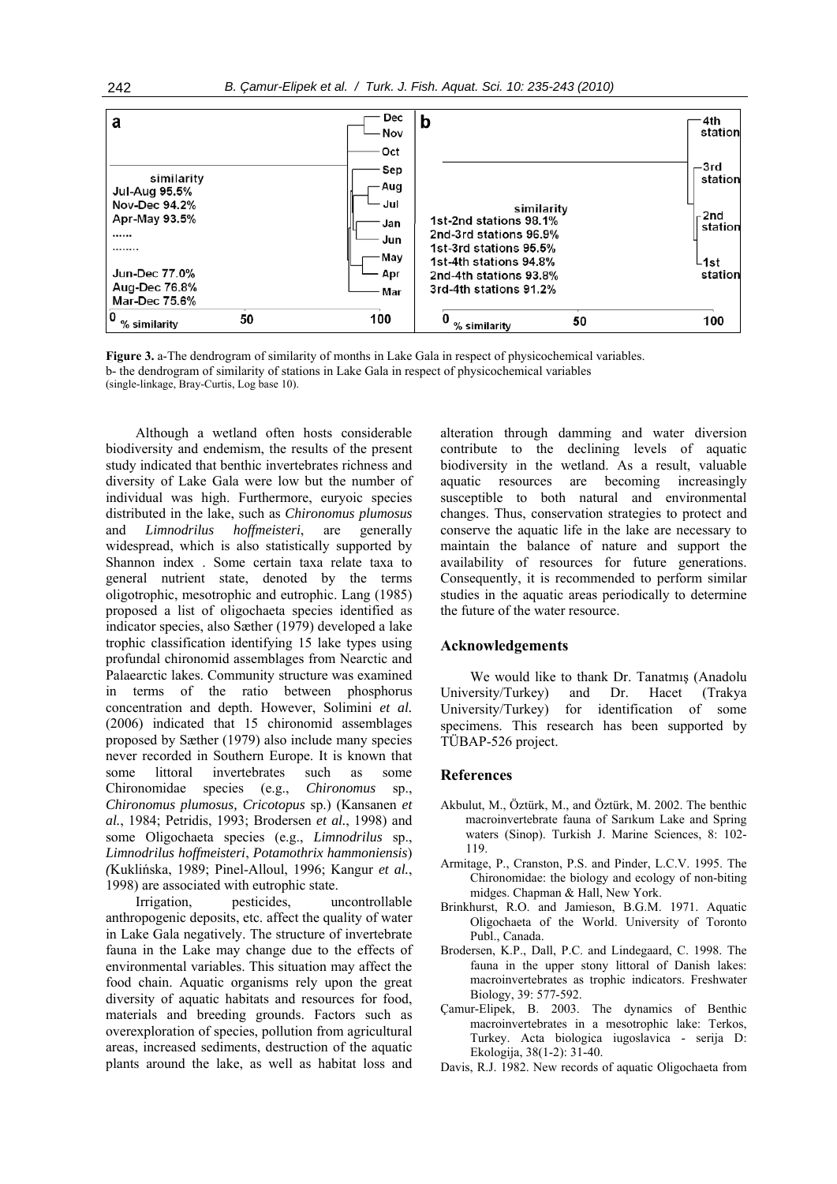a

similarity
Jul-Aug 95.5%
Nov-Dec 94.2%
Apr-May 93.5%
......
........
Jun-Dec 77.0%
Aug-Dec 76.8%
Mar-Dec 75.6%

0 % similarity 50 100

Dec Nov Oct Sep Aug Jul Jan Jun May Apr Mar

b

similarity
1st-2nd stations 98.1%
2nd-3rd stations 96.9%
1st-3rd stations 95.5%
1st-4th stations 94.8%
2nd-4th stations 93.8%
3rd-4th stations 91.2%

0 % similarity 50 100

4th station
3rd station
2nd station
1st station

**Figure 3.** a-The dendrogram of similarity of months in Lake Gala in respect of physicochemical variables.
b- the dendrogram of similarity of stations in Lake Gala in respect of physicochemical variables
(single-linkage, Bray-Curtis, Log base 10).

Although a wetland often hosts considerable biodiversity and endemism, the results of the present study indicated that benthic invertebrates richness and diversity of Lake Gala were low but the number of individual was high. Furthermore, euryoic species distributed in the lake, such as *Chironomus plumosus* and *Limnodrilus hoffmeisteri*, are generally widespread, which is also statistically supported by Shannon index . Some certain taxa relate taxa to general nutrient state, denoted by the terms oligotrophic, mesotrophic and eutrophic. Lang (1985) proposed a list of oligochaeta species identified as indicator species, also Sæther (1979) developed a lake trophic classification identifying 15 lake types using profundal chironomid assemblages from Nearctic and Palaearctic lakes. Community structure was examined in terms of the ratio between phosphorus concentration and depth. However, Solimini *et al.* (2006) indicated that 15 chironomid assemblages proposed by Sæther (1979) also include many species never recorded in Southern Europe. It is known that some littoral invertebrates such as some Chironomidae species (e.g., *Chironomus* sp., *Chironomus plumosus, Cricotopus* sp.) (Kansanen *et al.*, 1984; Petridis, 1993; Brodersen *et al.*, 1998) and some Oligochaeta species (e.g., *Limnodrilus* sp., *Limnodrilus hoffmeisteri*, *Potamothrix hammoniensis*) (Kuklińska, 1989; Pinel-Alloul, 1996; Kangur *et al.*, 1998) are associated with eutrophic state.

Irrigation, pesticides, uncontrollable anthropogenic deposits, etc. affect the quality of water in Lake Gala negatively. The structure of invertebrate fauna in the Lake may change due to the effects of environmental variables. This situation may affect the food chain. Aquatic organisms rely upon the great diversity of aquatic habitats and resources for food, materials and breeding grounds. Factors such as overexploration of species, pollution from agricultural areas, increased sediments, destruction of the aquatic plants around the lake, as well as habitat loss and alteration through damming and water diversion contribute to the declining levels of aquatic biodiversity in the wetland. As a result, valuable aquatic resources are becoming increasingly susceptible to both natural and environmental changes. Thus, conservation strategies to protect and conserve the aquatic life in the lake are necessary to maintain the balance of nature and support the availability of resources for future generations. Consequently, it is recommended to perform similar studies in the aquatic areas periodically to determine the future of the water resource.

## Acknowledgements

We would like to thank Dr. Tanatmış (Anadolu University/Turkey) and Dr. Hacet (Trakya University/Turkey) for identification of some specimens. This research has been supported by TÜBAP-526 project.

## References

- Akbulut, M., Öztürk, M., and Öztürk, M. 2002. The benthic macroinvertebrate fauna of Sarıkum Lake and Spring waters (Sinop). Turkish J. Marine Sciences, 8: 102-119.
- Armitage, P., Cranston, P.S. and Pinder, L.C.V. 1995. The Chironomidae: the biology and ecology of non-biting midges. Chapman & Hall, New York.
- Brinkhurst, R.O. and Jamieson, B.G.M. 1971. Aquatic Oligochaeta of the World. University of Toronto Publ., Canada.
- Brodersen, K.P., Dall, P.C. and Lindegaard, C. 1998. The fauna in the upper stony littoral of Danish lakes: macroinvertebrates as trophic indicators. Freshwater Biology, 39: 577-592.
- Çamur-Elipek, B. 2003. The dynamics of Benthic macroinvertebrates in a mesotrophic lake: Terkos, Turkey. Acta biologica iugoslavica - serija D: Ekologija, 38(1-2): 31-40.
- Davis, R.J. 1982. New records of aquatic Oligochaeta from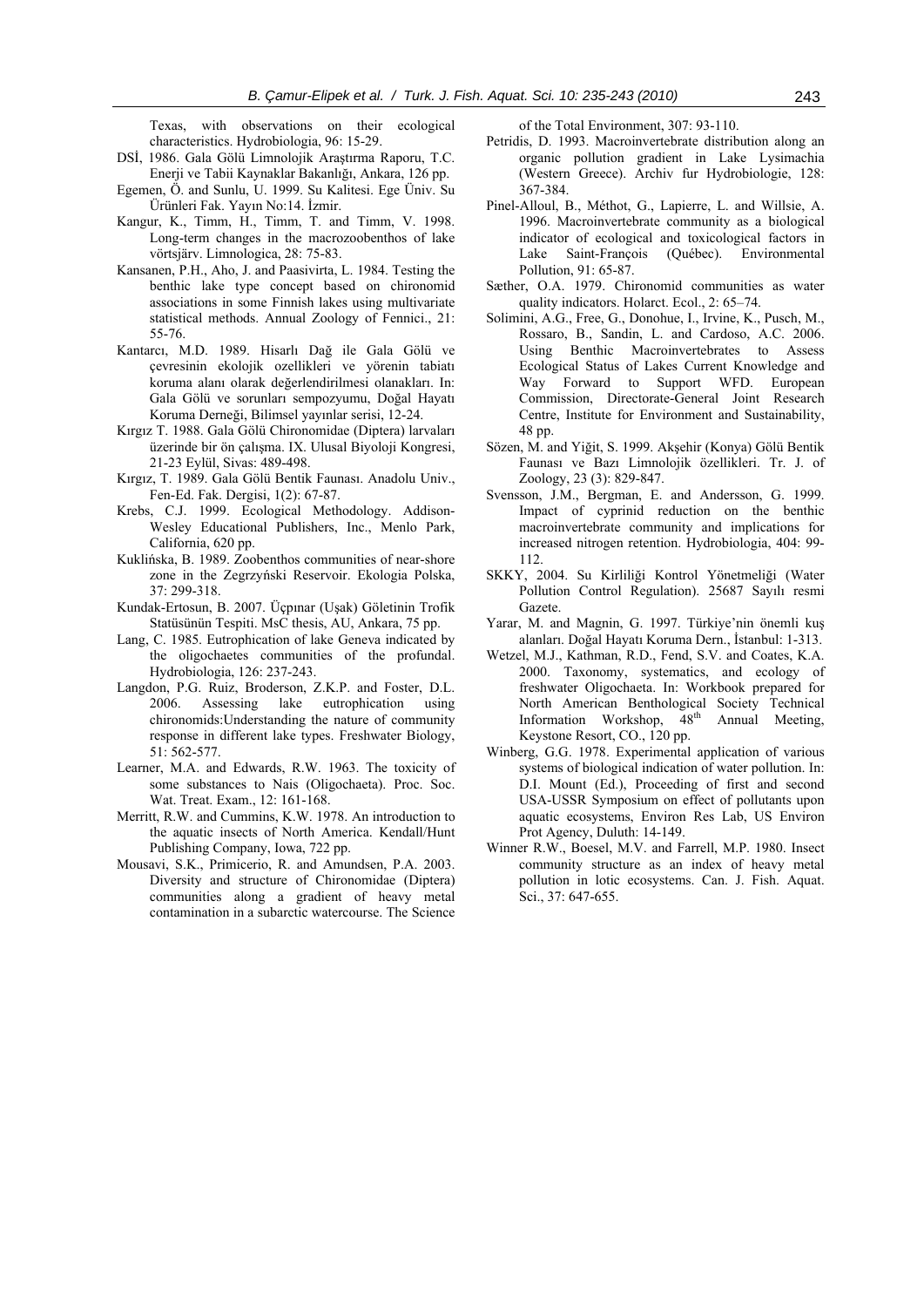Texas, with observations on their ecological characteristics. Hydrobiologia, 96: 15-29.

DSİ, 1986. Gala Gölü Limnolojik Araştırma Raporu, T.C. Enerji ve Tabii Kaynaklar Bakanlığı, Ankara, 126 pp.

Egemen, Ö. and Sunlu, U. 1999. Su Kalitesi. Ege Üniv. Su Ürünleri Fak. Yayın No:14. İzmir.

Kangur, K., Timm, H., Timm, T. and Timm, V. 1998. Long-term changes in the macrozoobenthos of lake vörtsjärv. Limnologica, 28: 75-83.

Kansanen, P.H., Aho, J. and Paasivirta, L. 1984. Testing the benthic lake type concept based on chironomid associations in some Finnish lakes using multivariate statistical methods. Annual Zoology of Fennici., 21: 55-76.

Kantarcı, M.D. 1989. Hisarlı Dağ ile Gala Gölü ve çevresinin ekolojik ozellikleri ve yörenin tabiatı koruma alanı olarak değerlendirilmesi olanakları. In: Gala Gölü ve sorunları sempozyumu, Doğal Hayatı Koruma Derneği, Bilimsel yayınlar serisi, 12-24.

Kırgız T. 1988. Gala Gölü Chironomidae (Diptera) larvaları üzerinde bir ön çalışma. IX. Ulusal Biyoloji Kongresi, 21-23 Eylül, Sivas: 489-498.

Kırgız, T. 1989. Gala Gölü Bentik Faunası. Anadolu Univ., Fen-Ed. Fak. Dergisi, 1(2): 67-87.

Krebs, C.J. 1999. Ecological Methodology. Addison-Wesley Educational Publishers, Inc., Menlo Park, California, 620 pp.

Kuklińska, B. 1989. Zoobenthos communities of near-shore zone in the Zegrzyński Reservoir. Ekologia Polska, 37: 299-318.

Kundak-Ertosun, B. 2007. Üçpınar (Uşak) Göletinin Trofik Statüsünün Tespiti. MsC thesis, AU, Ankara, 75 pp.

Lang, C. 1985. Eutrophication of lake Geneva indicated by the oligochaetes communities of the profundal. Hydrobiologia, 126: 237-243.

Langdon, P.G. Ruiz, Broderson, Z.K.P. and Foster, D.L. 2006. Assessing lake eutrophication using chironomids:Understanding the nature of community response in different lake types. Freshwater Biology, 51: 562-577.

Learner, M.A. and Edwards, R.W. 1963. The toxicity of some substances to Nais (Oligochaeta). Proc. Soc. Wat. Treat. Exam., 12: 161-168.

Merritt, R.W. and Cummins, K.W. 1978. An introduction to the aquatic insects of North America. Kendall/Hunt Publishing Company, Iowa, 722 pp.

Mousavi, S.K., Primicerio, R. and Amundsen, P.A. 2003. Diversity and structure of Chironomidae (Diptera) communities along a gradient of heavy metal contamination in a subarctic watercourse. The Science of the Total Environment, 307: 93-110.

Petridis, D. 1993. Macroinvertebrate distribution along an organic pollution gradient in Lake Lysimachia (Western Greece). Archiv fur Hydrobiologie, 128: 367-384.

Pinel-Alloul, B., Méthot, G., Lapierre, L. and Willsie, A. 1996. Macroinvertebrate community as a biological indicator of ecological and toxicological factors in Lake Saint-François (Québec). Environmental Pollution, 91: 65-87.

Sæther, O.A. 1979. Chironomid communities as water quality indicators. Holarct. Ecol., 2: 65–74.

Solimini, A.G., Free, G., Donohue, I., Irvine, K., Pusch, M., Rossaro, B., Sandin, L. and Cardoso, A.C. 2006. Using Benthic Macroinvertebrates to Assess Ecological Status of Lakes Current Knowledge and Way Forward to Support WFD. European Commission, Directorate-General Joint Research Centre, Institute for Environment and Sustainability, 48 pp.

Sözen, M. and Yiğit, S. 1999. Akşehir (Konya) Gölü Bentik Faunası ve Bazı Limnolojik özellikleri. Tr. J. of Zoology, 23 (3): 829-847.

Svensson, J.M., Bergman, E. and Andersson, G. 1999. Impact of cyprinid reduction on the benthic macroinvertebrate community and implications for increased nitrogen retention. Hydrobiologia, 404: 99-112.

SKKY, 2004. Su Kirliliği Kontrol Yönetmeliği (Water Pollution Control Regulation). 25687 Sayılı resmi Gazete.

Yarar, M. and Magnin, G. 1997. Türkiye'nin önemli kuş alanları. Doğal Hayatı Koruma Dern., İstanbul: 1-313.

Wetzel, M.J., Kathman, R.D., Fend, S.V. and Coates, K.A. 2000. Taxonomy, systematics, and ecology of freshwater Oligochaeta. In: Workbook prepared for North American Benthological Society Technical Information Workshop, 48th Annual Meeting, Keystone Resort, CO., 120 pp.

Winberg, G.G. 1978. Experimental application of various systems of biological indication of water pollution. In: D.I. Mount (Ed.), Proceeding of first and second USA-USSR Symposium on effect of pollutants upon aquatic ecosystems, Environ Res Lab, US Environ Prot Agency, Duluth: 14-149.

Winner R.W., Boesel, M.V. and Farrell, M.P. 1980. Insect community structure as an index of heavy metal pollution in lotic ecosystems. Can. J. Fish. Aquat. Sci., 37: 647-655.